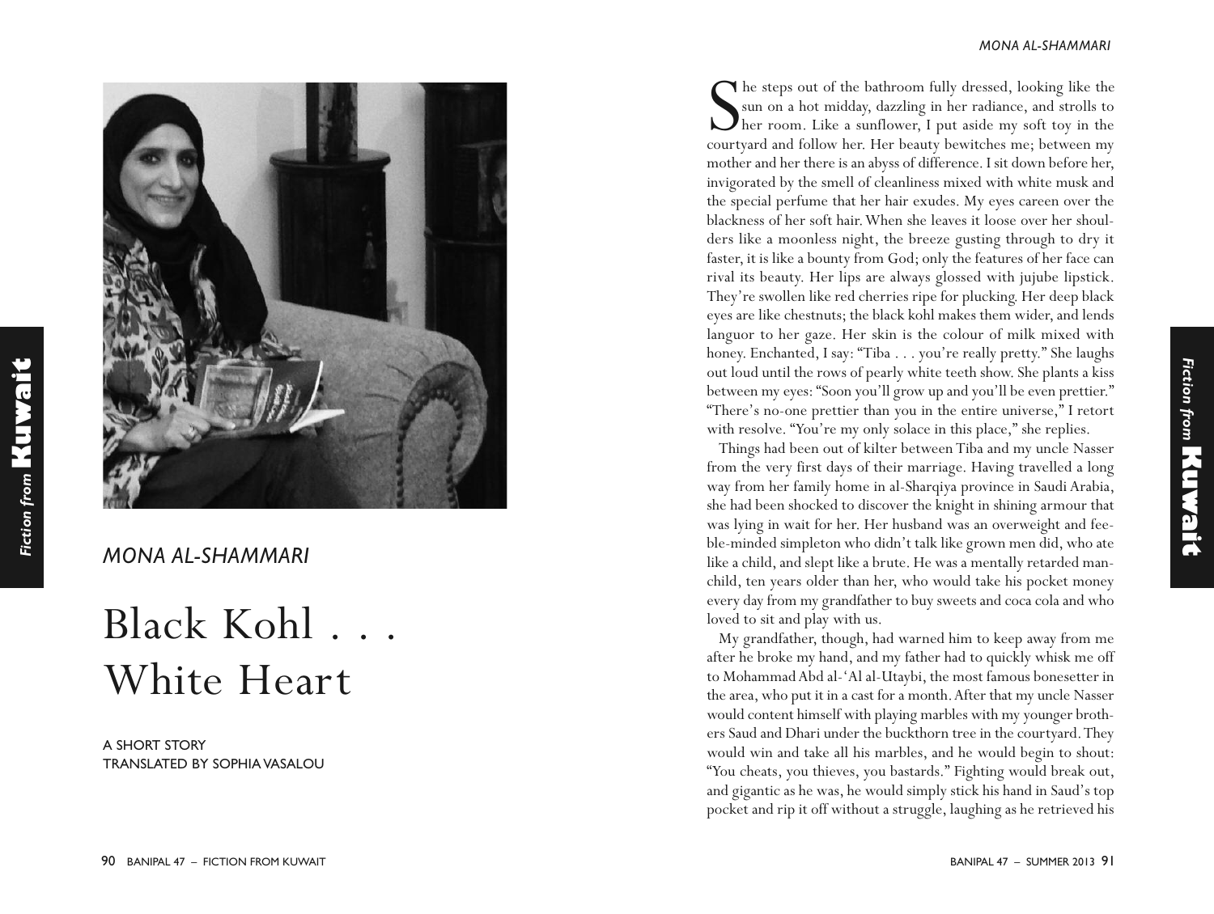*MONA AL-SHAMMARI*

# Black Kohl . . . White Heart

A SHORT STORY
TRANSLATED BY SOPHIA VASALOU

She steps out of the bathroom fully dressed, looking like the sun on a hot midday, dazzling in her radiance, and strolls to her room. Like a sunflower, I put aside my soft toy in the courtyard and follow her. Her beauty bewitches me; between my mother and her there is an abyss of difference. I sit down before her, invigorated by the smell of cleanliness mixed with white musk and the special perfume that her hair exudes. My eyes careen over the blackness of her soft hair. When she leaves it loose over her shoulders like a moonless night, the breeze gusting through to dry it faster, it is like a bounty from God; only the features of her face can rival its beauty. Her lips are always glossed with jujube lipstick. They're swollen like red cherries ripe for plucking. Her deep black eyes are like chestnuts; the black kohl makes them wider, and lends languor to her gaze. Her skin is the colour of milk mixed with honey. Enchanted, I say: "Tiba . . . you're really pretty." She laughs out loud until the rows of pearly white teeth show. She plants a kiss between my eyes: "Soon you'll grow up and you'll be even prettier." "There's no-one prettier than you in the entire universe," I retort with resolve. "You're my only solace in this place," she replies.

Things had been out of kilter between Tiba and my uncle Nasser from the very first days of their marriage. Having travelled a long way from her family home in al-Sharqiya province in Saudi Arabia, she had been shocked to discover the knight in shining armour that was lying in wait for her. Her husband was an overweight and feeble-minded simpleton who didn't talk like grown men did, who ate like a child, and slept like a brute. He was a mentally retarded man-child, ten years older than her, who would take his pocket money every day from my grandfather to buy sweets and coca cola and who loved to sit and play with us.

My grandfather, though, had warned him to keep away from me after he broke my hand, and my father had to quickly whisk me off to Mohammad Abd al-'Al al-Utaybi, the most famous bonesetter in the area, who put it in a cast for a month. After that my uncle Nasser would content himself with playing marbles with my younger brothers Saud and Dhari under the buckthorn tree in the courtyard. They would win and take all his marbles, and he would begin to shout: "You cheats, you thieves, you bastards." Fighting would break out, and gigantic as he was, he would simply stick his hand in Saud's top pocket and rip it off without a struggle, laughing as he retrieved his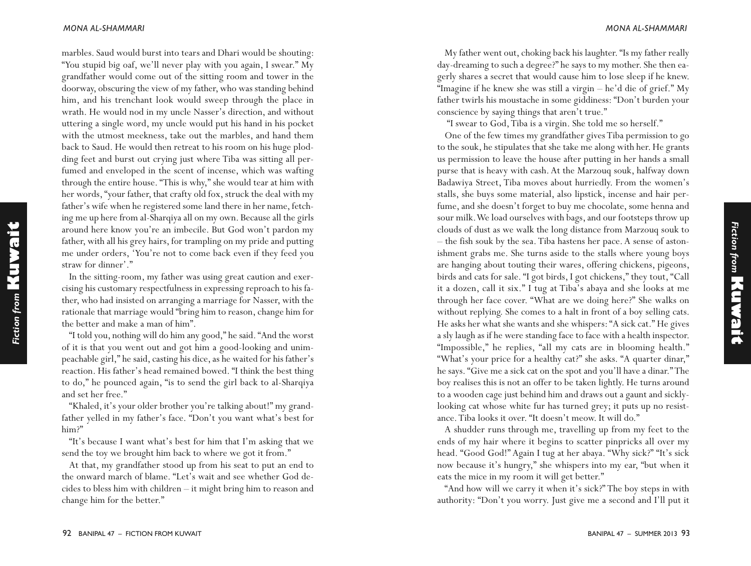marbles. Saud would burst into tears and Dhari would be shouting: "You stupid big oaf, we'll never play with you again, I swear." My grandfather would come out of the sitting room and tower in the doorway, obscuring the view of my father, who was standing behind him, and his trenchant look would sweep through the place in wrath. He would nod in my uncle Nasser's direction, and without uttering a single word, my uncle would put his hand in his pocket with the utmost meekness, take out the marbles, and hand them back to Saud. He would then retreat to his room on his huge plodding feet and burst out crying just where Tiba was sitting all perfumed and enveloped in the scent of incense, which was wafting through the entire house. "This is why," she would tear at him with her words, "your father, that crafty old fox, struck the deal with my father's wife when he registered some land there in her name, fetching me up here from al-Sharqiya all on my own. Because all the girls around here know you're an imbecile. But God won't pardon my father, with all his grey hairs, for trampling on my pride and putting me under orders, 'You're not to come back even if they feed you straw for dinner'."

In the sitting-room, my father was using great caution and exercising his customary respectfulness in expressing reproach to his father, who had insisted on arranging a marriage for Nasser, with the rationale that marriage would "bring him to reason, change him for the better and make a man of him".

"I told you, nothing will do him any good," he said. "And the worst of it is that you went out and got him a good-looking and unimpeachable girl," he said, casting his dice, as he waited for his father's reaction. His father's head remained bowed. "I think the best thing to do," he pounced again, "is to send the girl back to al-Sharqiya and set her free."

"Khaled, it's your older brother you're talking about!" my grandfather yelled in my father's face. "Don't you want what's best for him?"

"It's because I want what's best for him that I'm asking that we send the toy we brought him back to where we got it from."

At that, my grandfather stood up from his seat to put an end to the onward march of blame. "Let's wait and see whether God decides to bless him with children – it might bring him to reason and change him for the better."

My father went out, choking back his laughter. "Is my father really day-dreaming to such a degree?" he says to my mother. She then eagerly shares a secret that would cause him to lose sleep if he knew. "Imagine if he knew she was still a virgin – he'd die of grief." My father twirls his moustache in some giddiness: "Don't burden your conscience by saying things that aren't true."

"I swear to God, Tiba is a virgin. She told me so herself."

One of the few times my grandfather gives Tiba permission to go to the souk, he stipulates that she take me along with her. He grants us permission to leave the house after putting in her hands a small purse that is heavy with cash. At the Marzouq souk, halfway down Badawiya Street, Tiba moves about hurriedly. From the women's stalls, she buys some material, also lipstick, incense and hair perfume, and she doesn't forget to buy me chocolate, some henna and sour milk. We load ourselves with bags, and our footsteps throw up clouds of dust as we walk the long distance from Marzouq souk to – the fish souk by the sea. Tiba hastens her pace. A sense of astonishment grabs me. She turns aside to the stalls where young boys are hanging about touting their wares, offering chickens, pigeons, birds and cats for sale. "I got birds, I got chickens," they tout, "Call it a dozen, call it six." I tug at Tiba's abaya and she looks at me through her face cover. "What are we doing here?" She walks on without replying. She comes to a halt in front of a boy selling cats. He asks her what she wants and she whispers: "A sick cat." He gives a sly laugh as if he were standing face to face with a health inspector. "Impossible," he replies, "all my cats are in blooming health." "What's your price for a healthy cat?" she asks. "A quarter dinar," he says. "Give me a sick cat on the spot and you'll have a dinar." The boy realises this is not an offer to be taken lightly. He turns around to a wooden cage just behind him and draws out a gaunt and sickly-looking cat whose white fur has turned grey; it puts up no resistance. Tiba looks it over. "It doesn't meow. It will do."

A shudder runs through me, travelling up from my feet to the ends of my hair where it begins to scatter pinpricks all over my head. "Good God!" Again I tug at her abaya. "Why sick?" "It's sick now because it's hungry," she whispers into my ear, "but when it eats the mice in my room it will get better."

"And how will we carry it when it's sick?" The boy steps in with authority: "Don't you worry. Just give me a second and I'll put it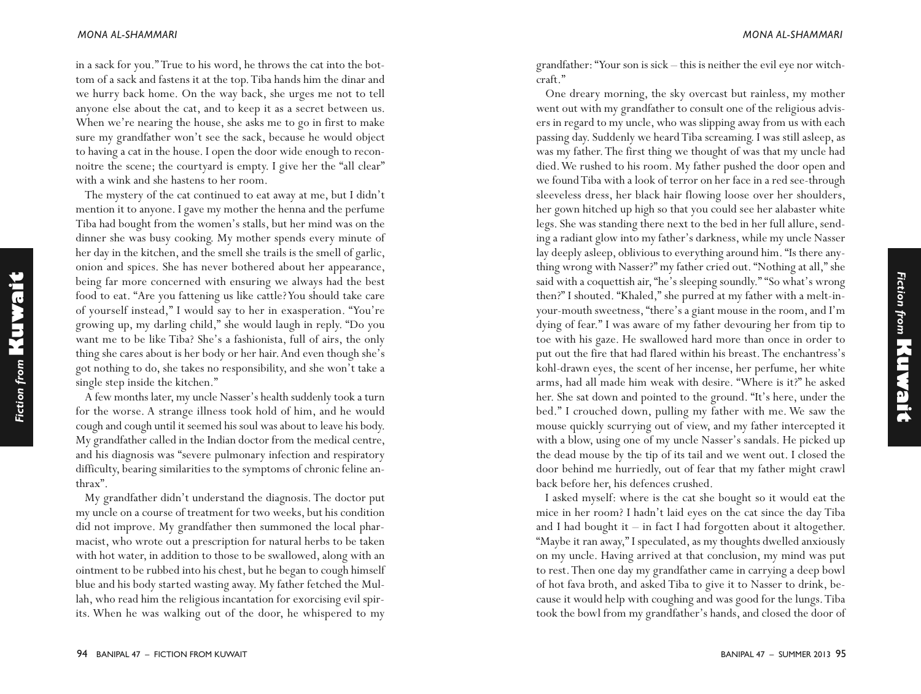in a sack for you." True to his word, he throws the cat into the bottom of a sack and fastens it at the top. Tiba hands him the dinar and we hurry back home. On the way back, she urges me not to tell anyone else about the cat, and to keep it as a secret between us. When we're nearing the house, she asks me to go in first to make sure my grandfather won't see the sack, because he would object to having a cat in the house. I open the door wide enough to reconnoitre the scene; the courtyard is empty. I give her the "all clear" with a wink and she hastens to her room.

The mystery of the cat continued to eat away at me, but I didn't mention it to anyone. I gave my mother the henna and the perfume Tiba had bought from the women's stalls, but her mind was on the dinner she was busy cooking. My mother spends every minute of her day in the kitchen, and the smell she trails is the smell of garlic, onion and spices. She has never bothered about her appearance, being far more concerned with ensuring we always had the best food to eat. "Are you fattening us like cattle? You should take care of yourself instead," I would say to her in exasperation. "You're growing up, my darling child," she would laugh in reply. "Do you want me to be like Tiba? She's a fashionista, full of airs, the only thing she cares about is her body or her hair. And even though she's got nothing to do, she takes no responsibility, and she won't take a single step inside the kitchen."

A few months later, my uncle Nasser's health suddenly took a turn for the worse. A strange illness took hold of him, and he would cough and cough until it seemed his soul was about to leave his body. My grandfather called in the Indian doctor from the medical centre, and his diagnosis was "severe pulmonary infection and respiratory difficulty, bearing similarities to the symptoms of chronic feline anthrax".

My grandfather didn't understand the diagnosis. The doctor put my uncle on a course of treatment for two weeks, but his condition did not improve. My grandfather then summoned the local pharmacist, who wrote out a prescription for natural herbs to be taken with hot water, in addition to those to be swallowed, along with an ointment to be rubbed into his chest, but he began to cough himself blue and his body started wasting away. My father fetched the Mullah, who read him the religious incantation for exorcising evil spirits. When he was walking out of the door, he whispered to my grandfather: "Your son is sick – this is neither the evil eye nor witchcraft."

One dreary morning, the sky overcast but rainless, my mother went out with my grandfather to consult one of the religious advisers in regard to my uncle, who was slipping away from us with each passing day. Suddenly we heard Tiba screaming. I was still asleep, as was my father. The first thing we thought of was that my uncle had died. We rushed to his room. My father pushed the door open and we found Tiba with a look of terror on her face in a red see-through sleeveless dress, her black hair flowing loose over her shoulders, her gown hitched up high so that you could see her alabaster white legs. She was standing there next to the bed in her full allure, sending a radiant glow into my father's darkness, while my uncle Nasser lay deeply asleep, oblivious to everything around him. "Is there anything wrong with Nasser?" my father cried out. "Nothing at all," she said with a coquettish air, "he's sleeping soundly." "So what's wrong then?" I shouted. "Khaled," she purred at my father with a melt-in-your-mouth sweetness, "there's a giant mouse in the room, and I'm dying of fear." I was aware of my father devouring her from tip to toe with his gaze. He swallowed hard more than once in order to put out the fire that had flared within his breast. The enchantress's kohl-drawn eyes, the scent of her incense, her perfume, her white arms, had all made him weak with desire. "Where is it?" he asked her. She sat down and pointed to the ground. "It's here, under the bed." I crouched down, pulling my father with me. We saw the mouse quickly scurrying out of view, and my father intercepted it with a blow, using one of my uncle Nasser's sandals. He picked up the dead mouse by the tip of its tail and we went out. I closed the door behind me hurriedly, out of fear that my father might crawl back before her, his defences crushed.

I asked myself: where is the cat she bought so it would eat the mice in her room? I hadn't laid eyes on the cat since the day Tiba and I had bought it – in fact I had forgotten about it altogether. "Maybe it ran away," I speculated, as my thoughts dwelled anxiously on my uncle. Having arrived at that conclusion, my mind was put to rest. Then one day my grandfather came in carrying a deep bowl of hot fava broth, and asked Tiba to give it to Nasser to drink, because it would help with coughing and was good for the lungs. Tiba took the bowl from my grandfather's hands, and closed the door of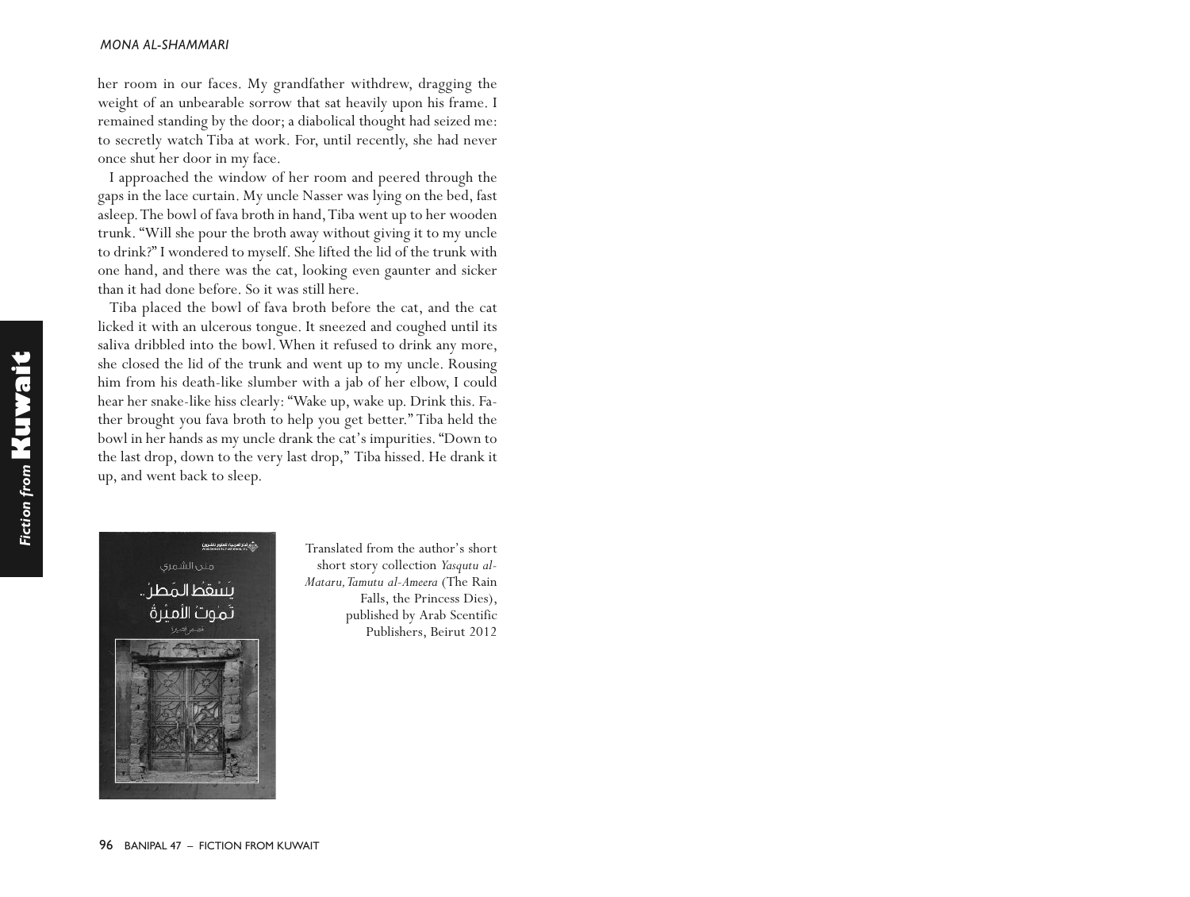her room in our faces. My grandfather withdrew, dragging the weight of an unbearable sorrow that sat heavily upon his frame. I remained standing by the door; a diabolical thought had seized me: to secretly watch Tiba at work. For, until recently, she had never once shut her door in my face.

I approached the window of her room and peered through the gaps in the lace curtain. My uncle Nasser was lying on the bed, fast asleep. The bowl of fava broth in hand, Tiba went up to her wooden trunk. "Will she pour the broth away without giving it to my uncle to drink?" I wondered to myself. She lifted the lid of the trunk with one hand, and there was the cat, looking even gaunter and sicker than it had done before. So it was still here.

Tiba placed the bowl of fava broth before the cat, and the cat licked it with an ulcerous tongue. It sneezed and coughed until its saliva dribbled into the bowl. When it refused to drink any more, she closed the lid of the trunk and went up to my uncle. Rousing him from his death-like slumber with a jab of her elbow, I could hear her snake-like hiss clearly: "Wake up, wake up. Drink this. Father brought you fava broth to help you get better." Tiba held the bowl in her hands as my uncle drank the cat's impurities. "Down to the last drop, down to the very last drop," Tiba hissed. He drank it up, and went back to sleep.

Translated from the author's short short story collection *Yasqutu al-Mataru, Tamutu al-Ameera* (The Rain Falls, the Princess Dies), published by Arab Scentific Publishers, Beirut 2012